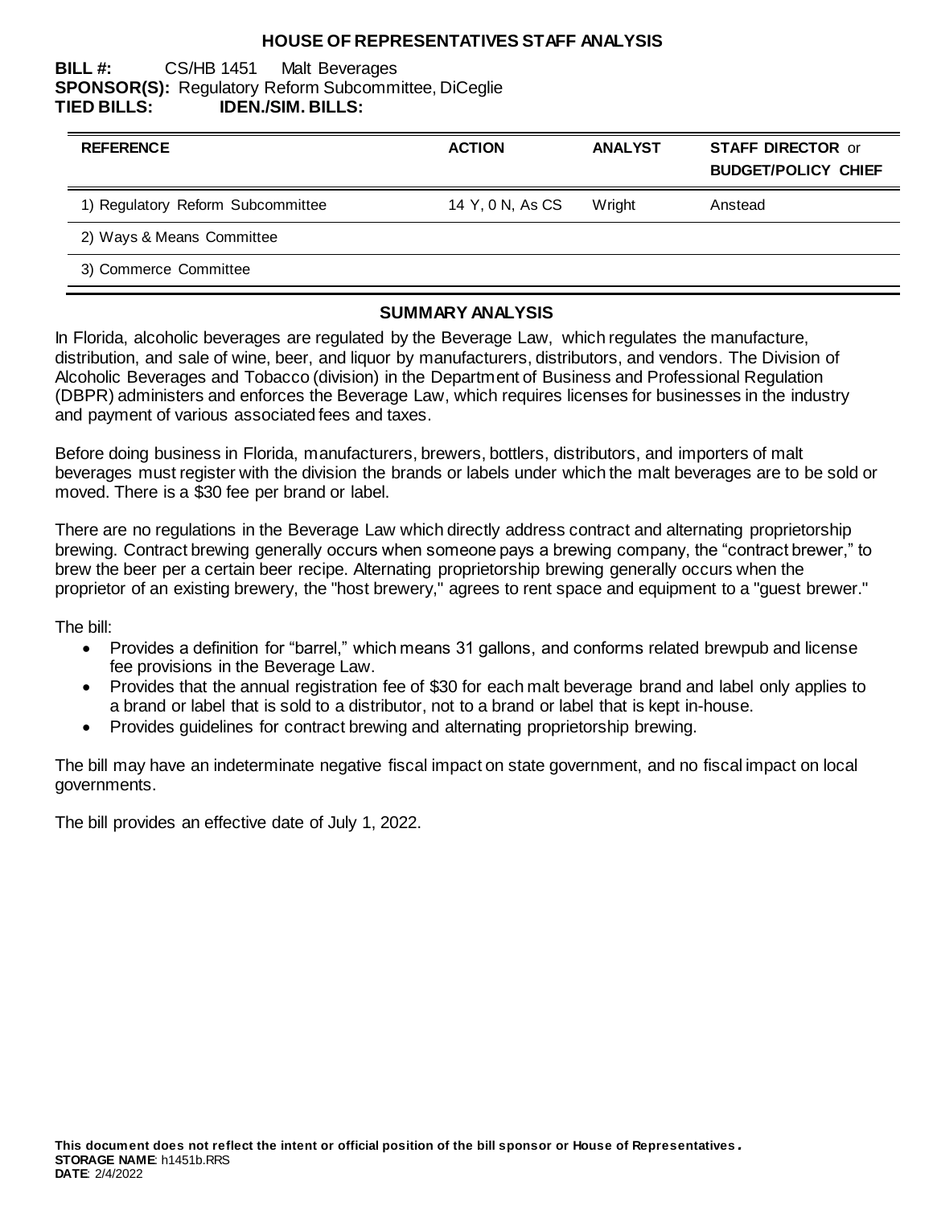# HOUSE OF REPRESENTATIVES STAFF ANALYSIS

**BILL #:** CS/HB 1451 Malt Beverages
**SPONSOR(S):** Regulatory Reform Subcommittee, DiCeglie
**TIED BILLS:** **IDEN./SIM. BILLS:**

| REFERENCE | ACTION | ANALYST | STAFF DIRECTOR or BUDGET/POLICY CHIEF |
|---|---|---|---|
| 1) Regulatory Reform Subcommittee | 14 Y, 0 N, As CS | Wright | Anstead |
| 2) Ways & Means Committee | | | |
| 3) Commerce Committee | | | |

## SUMMARY ANALYSIS

In Florida, alcoholic beverages are regulated by the Beverage Law, which regulates the manufacture, distribution, and sale of wine, beer, and liquor by manufacturers, distributors, and vendors. The Division of Alcoholic Beverages and Tobacco (division) in the Department of Business and Professional Regulation (DBPR) administers and enforces the Beverage Law, which requires licenses for businesses in the industry and payment of various associated fees and taxes.

Before doing business in Florida, manufacturers, brewers, bottlers, distributors, and importers of malt beverages must register with the division the brands or labels under which the malt beverages are to be sold or moved. There is a $30 fee per brand or label.

There are no regulations in the Beverage Law which directly address contract and alternating proprietorship brewing. Contract brewing generally occurs when someone pays a brewing company, the "contract brewer," to brew the beer per a certain beer recipe. Alternating proprietorship brewing generally occurs when the proprietor of an existing brewery, the "host brewery," agrees to rent space and equipment to a "guest brewer."

The bill:

- Provides a definition for "barrel," which means 31 gallons, and conforms related brewpub and license fee provisions in the Beverage Law.
- Provides that the annual registration fee of $30 for each malt beverage brand and label only applies to a brand or label that is sold to a distributor, not to a brand or label that is kept in-house.
- Provides guidelines for contract brewing and alternating proprietorship brewing.

The bill may have an indeterminate negative fiscal impact on state government, and no fiscal impact on local governments.

The bill provides an effective date of July 1, 2022.

**This document does not reflect the intent or official position of the bill sponsor or House of Representatives.**
**STORAGE NAME**: h1451b.RRS
**DATE**: 2/4/2022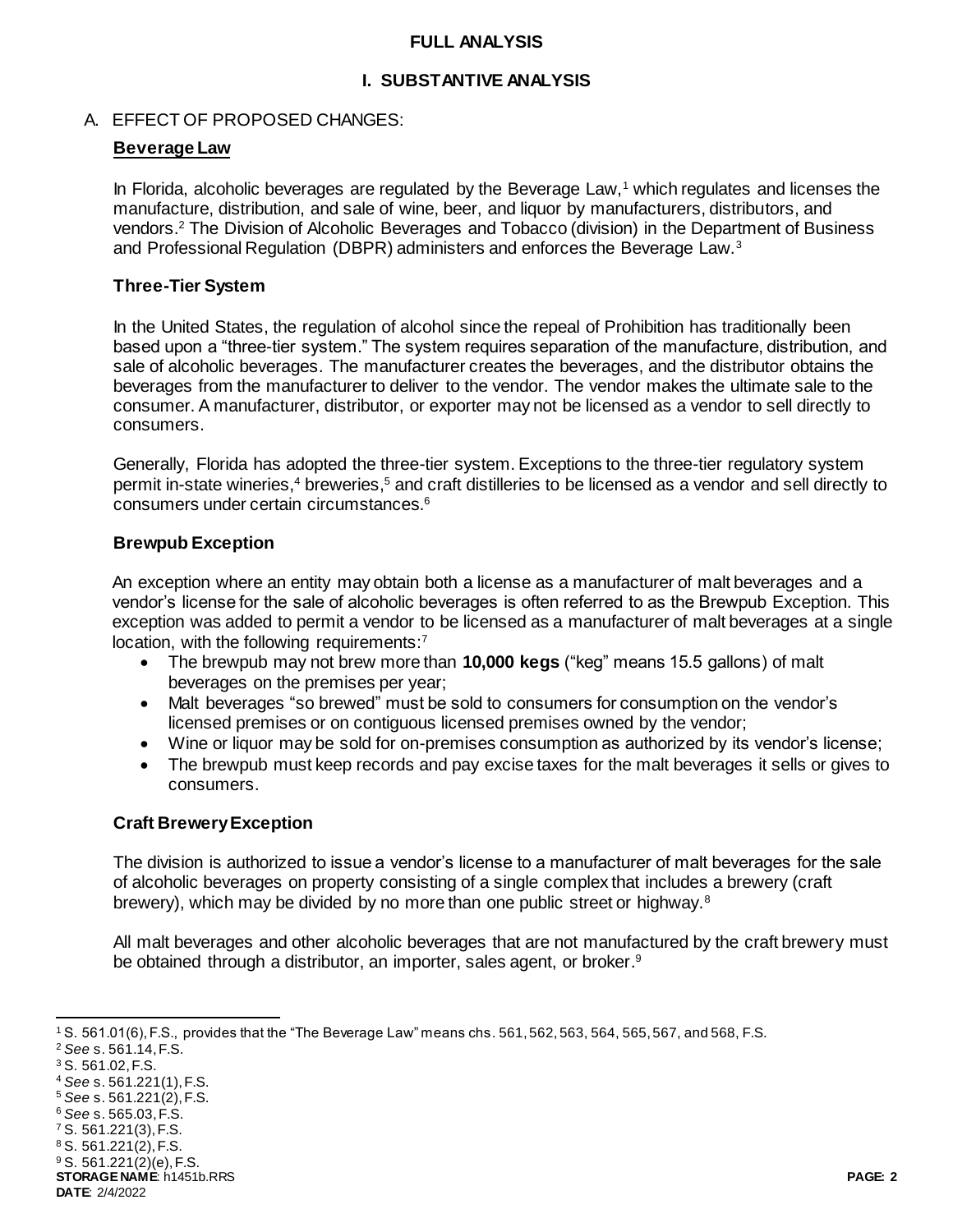## FULL ANALYSIS

## I. SUBSTANTIVE ANALYSIS

### A. EFFECT OF PROPOSED CHANGES:

**Beverage Law**

In Florida, alcoholic beverages are regulated by the Beverage Law,[1] which regulates and licenses the manufacture, distribution, and sale of wine, beer, and liquor by manufacturers, distributors, and vendors.[2] The Division of Alcoholic Beverages and Tobacco (division) in the Department of Business and Professional Regulation (DBPR) administers and enforces the Beverage Law.[3]

**Three-Tier System**

In the United States, the regulation of alcohol since the repeal of Prohibition has traditionally been based upon a "three-tier system." The system requires separation of the manufacture, distribution, and sale of alcoholic beverages. The manufacturer creates the beverages, and the distributor obtains the beverages from the manufacturer to deliver to the vendor. The vendor makes the ultimate sale to the consumer. A manufacturer, distributor, or exporter may not be licensed as a vendor to sell directly to consumers.

Generally, Florida has adopted the three-tier system. Exceptions to the three-tier regulatory system permit in-state wineries,[4] breweries,[5] and craft distilleries to be licensed as a vendor and sell directly to consumers under certain circumstances.[6]

**Brewpub Exception**

An exception where an entity may obtain both a license as a manufacturer of malt beverages and a vendor's license for the sale of alcoholic beverages is often referred to as the Brewpub Exception. This exception was added to permit a vendor to be licensed as a manufacturer of malt beverages at a single location, with the following requirements:[7]

- The brewpub may not brew more than **10,000 kegs** ("keg" means 15.5 gallons) of malt beverages on the premises per year;
- Malt beverages "so brewed" must be sold to consumers for consumption on the vendor's licensed premises or on contiguous licensed premises owned by the vendor;
- Wine or liquor may be sold for on-premises consumption as authorized by its vendor's license;
- The brewpub must keep records and pay excise taxes for the malt beverages it sells or gives to consumers.

**Craft Brewery Exception**

The division is authorized to issue a vendor's license to a manufacturer of malt beverages for the sale of alcoholic beverages on property consisting of a single complex that includes a brewery (craft brewery), which may be divided by no more than one public street or highway.[8]

All malt beverages and other alcoholic beverages that are not manufactured by the craft brewery must be obtained through a distributor, an importer, sales agent, or broker.[9]

---

[1] S. 561.01(6), F.S., provides that the "The Beverage Law" means chs. 561, 562, 563, 564, 565, 567, and 568, F.S.
[2] *See* s. 561.14, F.S.
[3] S. 561.02, F.S.
[4] *See* s. 561.221(1), F.S.
[5] *See* s. 561.221(2), F.S.
[6] *See* s. 565.03, F.S.
[7] S. 561.221(3), F.S.
[8] S. 561.221(2), F.S.
[9] S. 561.221(2)(e), F.S.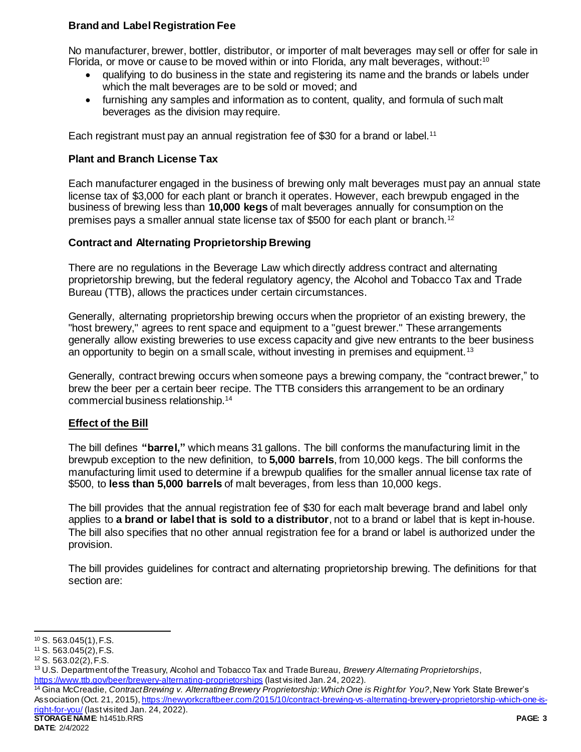### Brand and Label Registration Fee

No manufacturer, brewer, bottler, distributor, or importer of malt beverages may sell or offer for sale in Florida, or move or cause to be moved within or into Florida, any malt beverages, without:[10]

- qualifying to do business in the state and registering its name and the brands or labels under which the malt beverages are to be sold or moved; and
- furnishing any samples and information as to content, quality, and formula of such malt beverages as the division may require.

Each registrant must pay an annual registration fee of $30 for a brand or label.[11]

### Plant and Branch License Tax

Each manufacturer engaged in the business of brewing only malt beverages must pay an annual state license tax of $3,000 for each plant or branch it operates. However, each brewpub engaged in the business of brewing less than **10,000 kegs** of malt beverages annually for consumption on the premises pays a smaller annual state license tax of $500 for each plant or branch.[12]

### Contract and Alternating Proprietorship Brewing

There are no regulations in the Beverage Law which directly address contract and alternating proprietorship brewing, but the federal regulatory agency, the Alcohol and Tobacco Tax and Trade Bureau (TTB), allows the practices under certain circumstances.

Generally, alternating proprietorship brewing occurs when the proprietor of an existing brewery, the "host brewery," agrees to rent space and equipment to a "guest brewer." These arrangements generally allow existing breweries to use excess capacity and give new entrants to the beer business an opportunity to begin on a small scale, without investing in premises and equipment.[13]

Generally, contract brewing occurs when someone pays a brewing company, the "contract brewer," to brew the beer per a certain beer recipe. The TTB considers this arrangement to be an ordinary commercial business relationship.[14]

## Effect of the Bill

The bill defines **"barrel,"** which means 31 gallons. The bill conforms the manufacturing limit in the brewpub exception to the new definition, to **5,000 barrels**, from 10,000 kegs. The bill conforms the manufacturing limit used to determine if a brewpub qualifies for the smaller annual license tax rate of $500, to **less than 5,000 barrels** of malt beverages, from less than 10,000 kegs.

The bill provides that the annual registration fee of $30 for each malt beverage brand and label only applies to **a brand or label that is sold to a distributor**, not to a brand or label that is kept in-house. The bill also specifies that no other annual registration fee for a brand or label is authorized under the provision.

The bill provides guidelines for contract and alternating proprietorship brewing. The definitions for that section are:

---

[10] S. 563.045(1), F.S.

[11] S. 563.045(2), F.S.

[12] S. 563.02(2), F.S.

[13] U.S. Department of the Treasury, Alcohol and Tobacco Tax and Trade Bureau, *Brewery Alternating Proprietorships*, https://www.ttb.gov/beer/brewery-alternating-proprietorships (last visited Jan. 24, 2022).

[14] Gina McCreadie, *Contract Brewing v. Alternating Brewery Proprietorship: Which One is Right for You?*, New York State Brewer's Association (Oct. 21, 2015), https://newyorkcraftbeer.com/2015/10/contract-brewing-vs-alternating-brewery-proprietorship-which-one-is-right-for-you/ (last visited Jan. 24, 2022).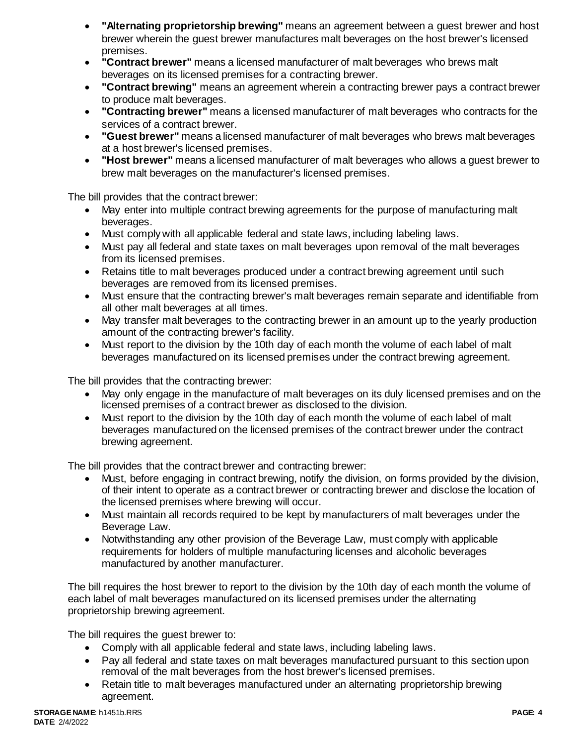- **"Alternating proprietorship brewing"** means an agreement between a guest brewer and host brewer wherein the guest brewer manufactures malt beverages on the host brewer's licensed premises.
- **"Contract brewer"** means a licensed manufacturer of malt beverages who brews malt beverages on its licensed premises for a contracting brewer.
- **"Contract brewing"** means an agreement wherein a contracting brewer pays a contract brewer to produce malt beverages.
- **"Contracting brewer"** means a licensed manufacturer of malt beverages who contracts for the services of a contract brewer.
- **"Guest brewer"** means a licensed manufacturer of malt beverages who brews malt beverages at a host brewer's licensed premises.
- **"Host brewer"** means a licensed manufacturer of malt beverages who allows a guest brewer to brew malt beverages on the manufacturer's licensed premises.

The bill provides that the contract brewer:

- May enter into multiple contract brewing agreements for the purpose of manufacturing malt beverages.
- Must comply with all applicable federal and state laws, including labeling laws.
- Must pay all federal and state taxes on malt beverages upon removal of the malt beverages from its licensed premises.
- Retains title to malt beverages produced under a contract brewing agreement until such beverages are removed from its licensed premises.
- Must ensure that the contracting brewer's malt beverages remain separate and identifiable from all other malt beverages at all times.
- May transfer malt beverages to the contracting brewer in an amount up to the yearly production amount of the contracting brewer's facility.
- Must report to the division by the 10th day of each month the volume of each label of malt beverages manufactured on its licensed premises under the contract brewing agreement.

The bill provides that the contracting brewer:

- May only engage in the manufacture of malt beverages on its duly licensed premises and on the licensed premises of a contract brewer as disclosed to the division.
- Must report to the division by the 10th day of each month the volume of each label of malt beverages manufactured on the licensed premises of the contract brewer under the contract brewing agreement.

The bill provides that the contract brewer and contracting brewer:

- Must, before engaging in contract brewing, notify the division, on forms provided by the division, of their intent to operate as a contract brewer or contracting brewer and disclose the location of the licensed premises where brewing will occur.
- Must maintain all records required to be kept by manufacturers of malt beverages under the Beverage Law.
- Notwithstanding any other provision of the Beverage Law, must comply with applicable requirements for holders of multiple manufacturing licenses and alcoholic beverages manufactured by another manufacturer.

The bill requires the host brewer to report to the division by the 10th day of each month the volume of each label of malt beverages manufactured on its licensed premises under the alternating proprietorship brewing agreement.

The bill requires the guest brewer to:

- Comply with all applicable federal and state laws, including labeling laws.
- Pay all federal and state taxes on malt beverages manufactured pursuant to this section upon removal of the malt beverages from the host brewer's licensed premises.
- Retain title to malt beverages manufactured under an alternating proprietorship brewing agreement.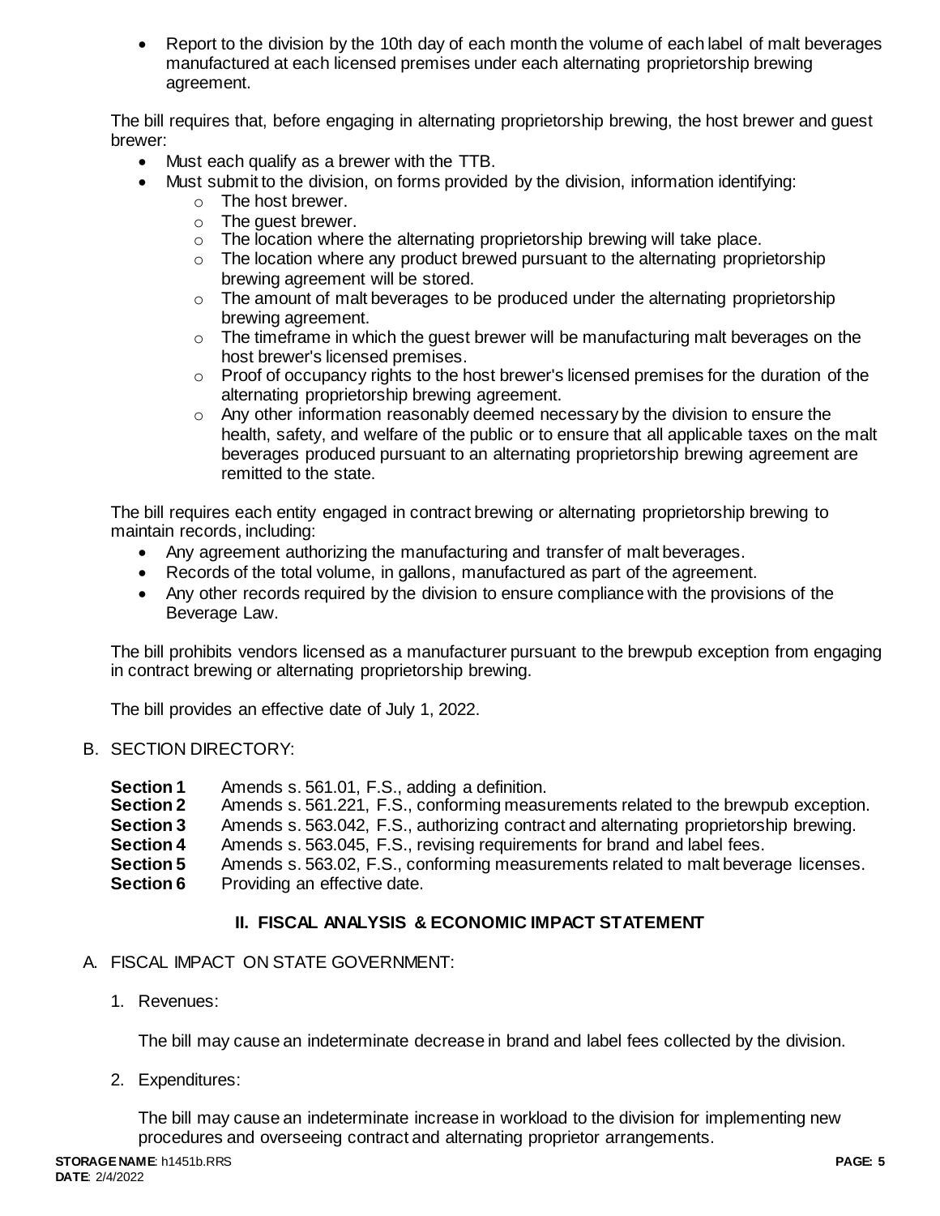- Report to the division by the 10th day of each month the volume of each label of malt beverages manufactured at each licensed premises under each alternating proprietorship brewing agreement.

The bill requires that, before engaging in alternating proprietorship brewing, the host brewer and guest brewer:

- Must each qualify as a brewer with the TTB.
- Must submit to the division, on forms provided by the division, information identifying:
  - The host brewer.
  - The guest brewer.
  - The location where the alternating proprietorship brewing will take place.
  - The location where any product brewed pursuant to the alternating proprietorship brewing agreement will be stored.
  - The amount of malt beverages to be produced under the alternating proprietorship brewing agreement.
  - The timeframe in which the guest brewer will be manufacturing malt beverages on the host brewer's licensed premises.
  - Proof of occupancy rights to the host brewer's licensed premises for the duration of the alternating proprietorship brewing agreement.
  - Any other information reasonably deemed necessary by the division to ensure the health, safety, and welfare of the public or to ensure that all applicable taxes on the malt beverages produced pursuant to an alternating proprietorship brewing agreement are remitted to the state.

The bill requires each entity engaged in contract brewing or alternating proprietorship brewing to maintain records, including:

- Any agreement authorizing the manufacturing and transfer of malt beverages.
- Records of the total volume, in gallons, manufactured as part of the agreement.
- Any other records required by the division to ensure compliance with the provisions of the Beverage Law.

The bill prohibits vendors licensed as a manufacturer pursuant to the brewpub exception from engaging in contract brewing or alternating proprietorship brewing.

The bill provides an effective date of July 1, 2022.

B. SECTION DIRECTORY:

**Section 1** Amends s. 561.01, F.S., adding a definition.
**Section 2** Amends s. 561.221, F.S., conforming measurements related to the brewpub exception.
**Section 3** Amends s. 563.042, F.S., authorizing contract and alternating proprietorship brewing.
**Section 4** Amends s. 563.045, F.S., revising requirements for brand and label fees.
**Section 5** Amends s. 563.02, F.S., conforming measurements related to malt beverage licenses.
**Section 6** Providing an effective date.

## II. FISCAL ANALYSIS & ECONOMIC IMPACT STATEMENT

A. FISCAL IMPACT ON STATE GOVERNMENT:

1. Revenues:

   The bill may cause an indeterminate decrease in brand and label fees collected by the division.

2. Expenditures:

   The bill may cause an indeterminate increase in workload to the division for implementing new procedures and overseeing contract and alternating proprietor arrangements.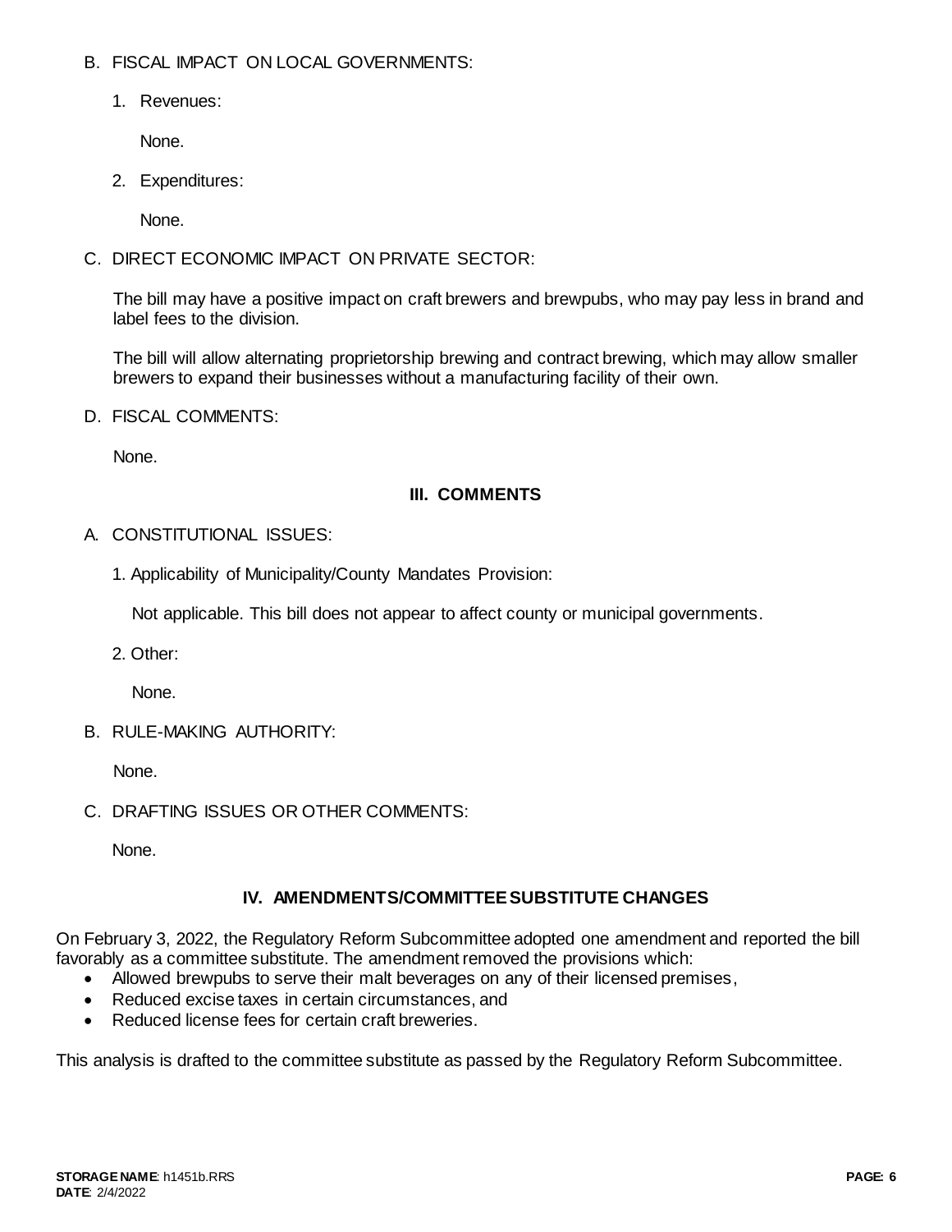B. FISCAL IMPACT ON LOCAL GOVERNMENTS:

1. Revenues:

   None.

2. Expenditures:

   None.

C. DIRECT ECONOMIC IMPACT ON PRIVATE SECTOR:

The bill may have a positive impact on craft brewers and brewpubs, who may pay less in brand and label fees to the division.

The bill will allow alternating proprietorship brewing and contract brewing, which may allow smaller brewers to expand their businesses without a manufacturing facility of their own.

D. FISCAL COMMENTS:

None.

## III. COMMENTS

A. CONSTITUTIONAL ISSUES:

1. Applicability of Municipality/County Mandates Provision:

   Not applicable. This bill does not appear to affect county or municipal governments.

2. Other:

   None.

B. RULE-MAKING AUTHORITY:

None.

C. DRAFTING ISSUES OR OTHER COMMENTS:

None.

## IV. AMENDMENTS/COMMITTEE SUBSTITUTE CHANGES

On February 3, 2022, the Regulatory Reform Subcommittee adopted one amendment and reported the bill favorably as a committee substitute. The amendment removed the provisions which:

- Allowed brewpubs to serve their malt beverages on any of their licensed premises,
- Reduced excise taxes in certain circumstances, and
- Reduced license fees for certain craft breweries.

This analysis is drafted to the committee substitute as passed by the Regulatory Reform Subcommittee.